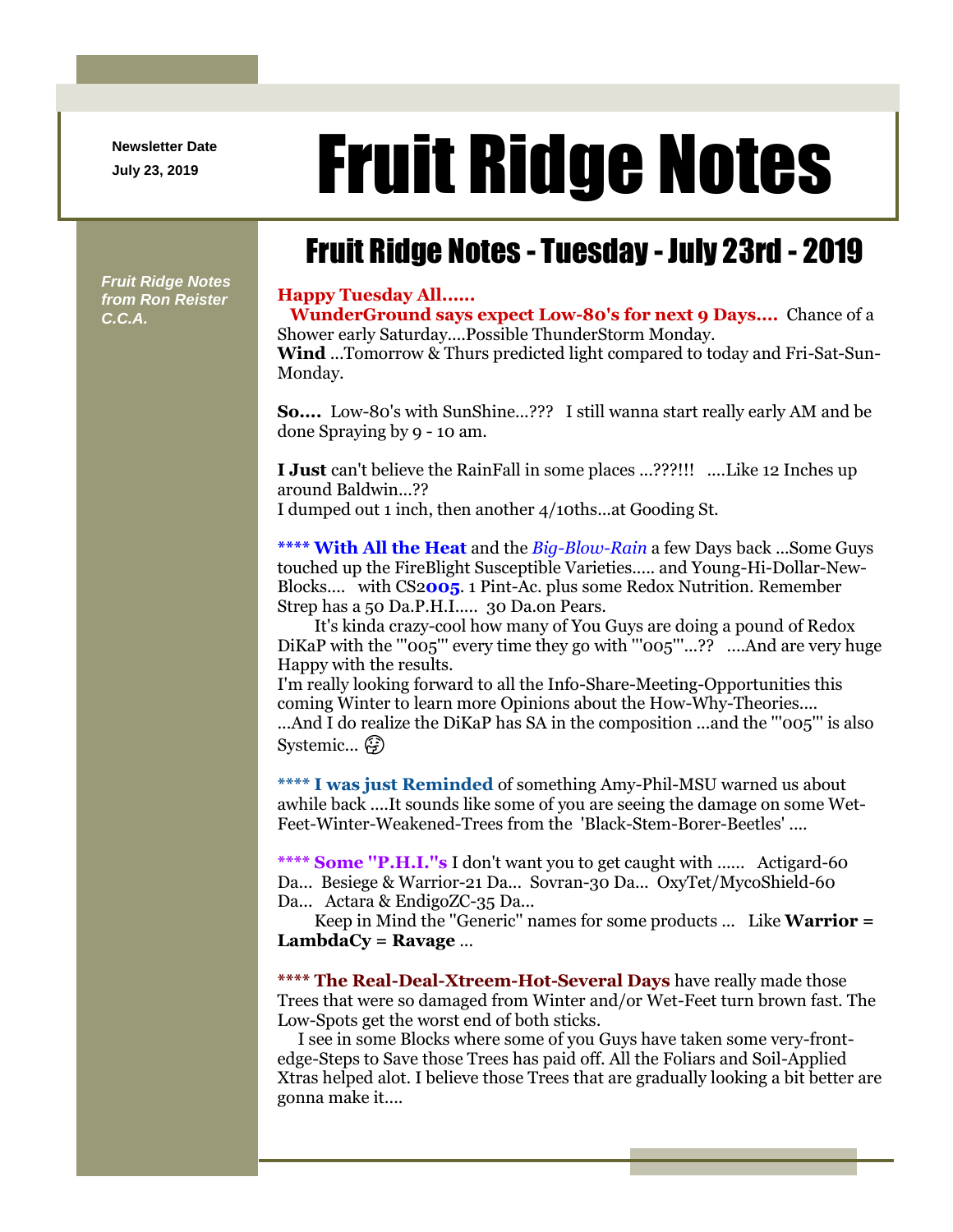Newsletter Date
July 23, 2019

# Fruit Ridge Notes

## Fruit Ridge Notes - Tuesday - July 23rd - 2019

*Fruit Ridge Notes from Ron Reister C.C.A.*

**Happy Tuesday All......**

**WunderGround says expect Low-80's for next 9 Days....** Chance of a Shower early Saturday....Possible ThunderStorm Monday.

**Wind** ...Tomorrow & Thurs predicted light compared to today and Fri-Sat-Sun-Monday.

**So....** Low-80's with SunShine...??? I still wanna start really early AM and be done Spraying by 9 - 10 am.

**I Just** can't believe the RainFall in some places ...???!!! ....Like 12 Inches up around Baldwin...??
I dumped out 1 inch, then another 4/10ths...at Gooding St.

**\*\*\*\* With All the Heat** and the *Big-Blow-Rain* a few Days back ...Some Guys touched up the FireBlight Susceptible Varieties..... and Young-Hi-Dollar-New-Blocks.... with CS2**005**. 1 Pint-Ac. plus some Redox Nutrition. Remember Strep has a 50 Da.P.H.I..... 30 Da.on Pears.

It's kinda crazy-cool how many of You Guys are doing a pound of Redox DiKaP with the "'005"' every time they go with "'005"'...?? ....And are very huge Happy with the results.

I'm really looking forward to all the Info-Share-Meeting-Opportunities this coming Winter to learn more Opinions about the How-Why-Theories....
...And I do realize the DiKaP has SA in the composition ...and the "'005"' is also Systemic... 🤔

**\*\*\*\* I was just Reminded** of something Amy-Phil-MSU warned us about awhile back ....It sounds like some of you are seeing the damage on some Wet-Feet-Winter-Weakened-Trees from the 'Black-Stem-Borer-Beetles' ....

**\*\*\*\* Some "P.H.I."s** I don't want you to get caught with ...... Actigard-60 Da... Besiege & Warrior-21 Da... Sovran-30 Da... OxyTet/MycoShield-60 Da... Actara & EndigoZC-35 Da...

Keep in Mind the "Generic" names for some products ... Like **Warrior = LambdaCy = Ravage** ...

**\*\*\*\* The Real-Deal-Xtreem-Hot-Several Days** have really made those Trees that were so damaged from Winter and/or Wet-Feet turn brown fast. The Low-Spots get the worst end of both sticks.

I see in some Blocks where some of you Guys have taken some very-front-edge-Steps to Save those Trees has paid off. All the Foliars and Soil-Applied Xtras helped alot. I believe those Trees that are gradually looking a bit better are gonna make it....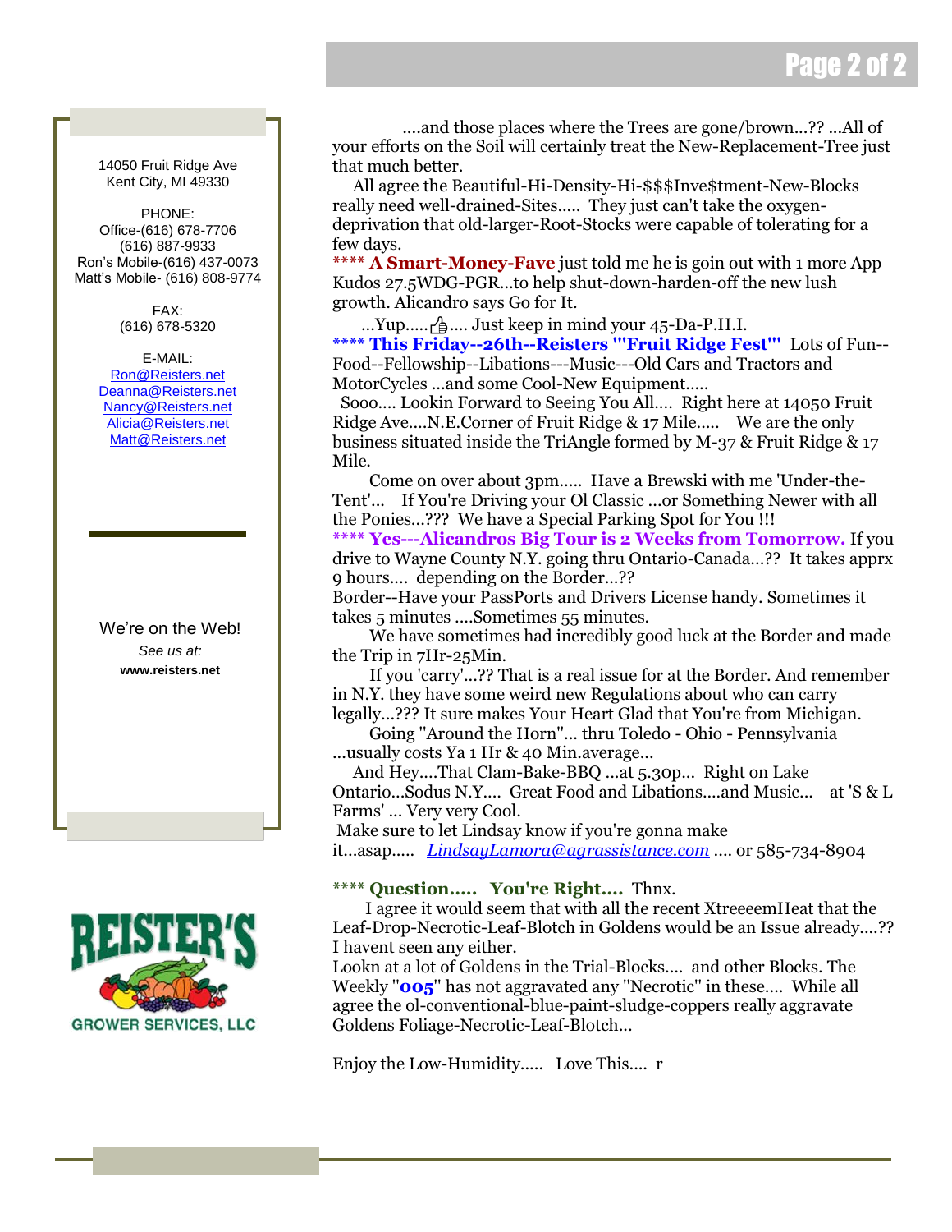14050 Fruit Ridge Ave
Kent City, MI 49330

PHONE:
Office-(616) 678-7706
(616) 887-9933
Ron's Mobile-(616) 437-0073
Matt's Mobile- (616) 808-9774

FAX:
(616) 678-5320

E-MAIL:
Ron@Reisters.net
Deanna@Reisters.net
Nancy@Reisters.net
Alicia@Reisters.net
Matt@Reisters.net

We're on the Web!
*See us at:*
**www.reisters.net**

REISTER'S GROWER SERVICES, LLC

....and those places where the Trees are gone/brown...?? ...All of your efforts on the Soil will certainly treat the New-Replacement-Tree just that much better.

All agree the Beautiful-Hi-Density-Hi-$$$Inve$tment-New-Blocks really need well-drained-Sites..... They just can't take the oxygen-deprivation that old-larger-Root-Stocks were capable of tolerating for a few days.

**\*\*\*\* A Smart-Money-Fave** just told me he is goin out with 1 more App Kudos 27.5WDG-PGR...to help shut-down-harden-off the new lush growth. Alicandro says Go for It.

...Yup.....👍.... Just keep in mind your 45-Da-P.H.I.

**\*\*\*\* This Friday--26th--Reisters "'Fruit Ridge Fest"'** Lots of Fun--Food--Fellowship--Libations---Music---Old Cars and Tractors and MotorCycles ...and some Cool-New Equipment.....

Sooo.... Lookin Forward to Seeing You All.... Right here at 14050 Fruit Ridge Ave....N.E.Corner of Fruit Ridge & 17 Mile..... We are the only business situated inside the TriAngle formed by M-37 & Fruit Ridge & 17 Mile.

Come on over about 3pm..... Have a Brewski with me 'Under-the-Tent'... If You're Driving your Ol Classic ...or Something Newer with all the Ponies...??? We have a Special Parking Spot for You !!!

**\*\*\*\* Yes---Alicandros Big Tour is 2 Weeks from Tomorrow.** If you drive to Wayne County N.Y. going thru Ontario-Canada...?? It takes apprx 9 hours.... depending on the Border...??

Border--Have your PassPorts and Drivers License handy. Sometimes it takes 5 minutes ....Sometimes 55 minutes.

We have sometimes had incredibly good luck at the Border and made the Trip in 7Hr-25Min.

If you 'carry'...?? That is a real issue for at the Border. And remember in N.Y. they have some weird new Regulations about who can carry legally...??? It sure makes Your Heart Glad that You're from Michigan.

Going "Around the Horn"... thru Toledo - Ohio - Pennsylvania ...usually costs Ya 1 Hr & 40 Min.average...

And Hey....That Clam-Bake-BBQ ...at 5.30p... Right on Lake Ontario...Sodus N.Y.... Great Food and Libations....and Music... at 'S & L Farms' ... Very very Cool.

Make sure to let Lindsay know if you're gonna make it...asap..... *LindsayLamora@agrassistance.com* .... or 585-734-8904

**\*\*\*\* Question..... You're Right....** Thnx.

I agree it would seem that with all the recent XtreeeemHeat that the Leaf-Drop-Necrotic-Leaf-Blotch in Goldens would be an Issue already....?? I havent seen any either.

Lookn at a lot of Goldens in the Trial-Blocks.... and other Blocks. The Weekly "**005**" has not aggravated any "Necrotic" in these.... While all agree the ol-conventional-blue-paint-sludge-coppers really aggravate Goldens Foliage-Necrotic-Leaf-Blotch...

Enjoy the Low-Humidity..... Love This.... r